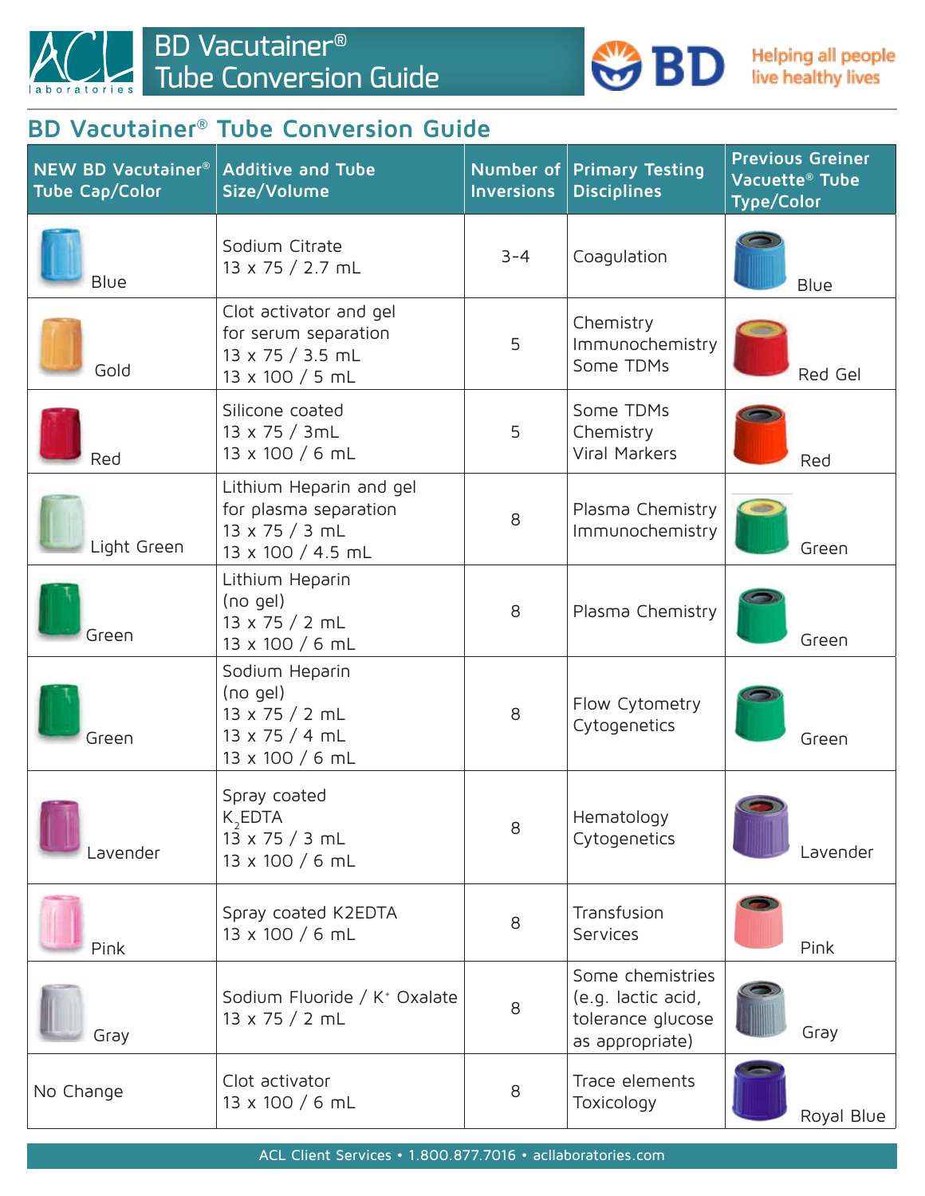# BD Vacutainer® Tube Conversion Guide

ACL laboratories | BD Helping all people live healthy lives

## BD Vacutainer® Tube Conversion Guide

| NEW BD Vacutainer® Tube Cap/Color | Additive and Tube Size/Volume | Number of Inversions | Primary Testing Disciplines | Previous Greiner Vacuette® Tube Type/Color |
|---|---|---|---|---|
| Blue | Sodium Citrate<br>13 x 75 / 2.7 mL | 3-4 | Coagulation | Blue |
| Gold | Clot activator and gel for serum separation<br>13 x 75 / 3.5 mL<br>13 x 100 / 5 mL | 5 | Chemistry<br>Immunochemistry<br>Some TDMs | Red Gel |
| Red | Silicone coated<br>13 x 75 / 3mL<br>13 x 100 / 6 mL | 5 | Some TDMs<br>Chemistry<br>Viral Markers | Red |
| Light Green | Lithium Heparin and gel for plasma separation<br>13 x 75 / 3 mL<br>13 x 100 / 4.5 mL | 8 | Plasma Chemistry<br>Immunochemistry | Green |
| Green | Lithium Heparin (no gel)<br>13 x 75 / 2 mL<br>13 x 100 / 6 mL | 8 | Plasma Chemistry | Green |
| Green | Sodium Heparin (no gel)<br>13 x 75 / 2 mL<br>13 x 75 / 4 mL<br>13 x 100 / 6 mL | 8 | Flow Cytometry<br>Cytogenetics | Green |
| Lavender | Spray coated $K_2$EDTA<br>13 x 75 / 3 mL<br>13 x 100 / 6 mL | 8 | Hematology<br>Cytogenetics | Lavender |
| Pink | Spray coated K2EDTA<br>13 x 100 / 6 mL | 8 | Transfusion Services | Pink |
| Gray | Sodium Fluoride / $K^+$ Oxalate<br>13 x 75 / 2 mL | 8 | Some chemistries (e.g. lactic acid, tolerance glucose as appropriate) | Gray |
| No Change | Clot activator<br>13 x 100 / 6 mL | 8 | Trace elements<br>Toxicology | Royal Blue |

ACL Client Services • 1.800.877.7016 • acllaboratories.com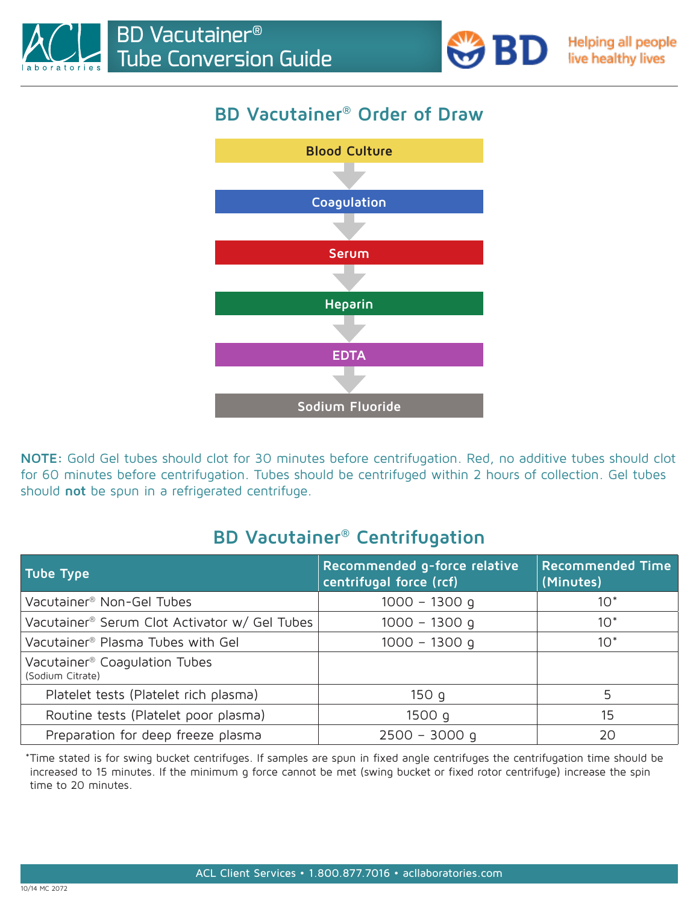# BD Vacutainer® Tube Conversion Guide

## BD Vacutainer® Order of Draw

- Blood Culture
- Coagulation
- Serum
- Heparin
- EDTA
- Sodium Fluoride

**NOTE:** Gold Gel tubes should clot for 30 minutes before centrifugation. Red, no additive tubes should clot for 60 minutes before centrifugation. Tubes should be centrifuged within 2 hours of collection. Gel tubes should **not** be spun in a refrigerated centrifuge.

## BD Vacutainer® Centrifugation

| Tube Type | Recommended g-force relative centrifugal force (rcf) | Recommended Time (Minutes) |
|---|---|---|
| Vacutainer® Non-Gel Tubes | 1000 – 1300 g | 10* |
| Vacutainer® Serum Clot Activator w/ Gel Tubes | 1000 – 1300 g | 10* |
| Vacutainer® Plasma Tubes with Gel | 1000 – 1300 g | 10* |
| Vacutainer® Coagulation Tubes (Sodium Citrate) | | |
| Platelet tests (Platelet rich plasma) | 150 g | 5 |
| Routine tests (Platelet poor plasma) | 1500 g | 15 |
| Preparation for deep freeze plasma | 2500 – 3000 g | 20 |

*Time stated is for swing bucket centrifuges. If samples are spun in fixed angle centrifuges the centrifugation time should be increased to 15 minutes. If the minimum g force cannot be met (swing bucket or fixed rotor centrifuge) increase the spin time to 20 minutes.

ACL Client Services • 1.800.877.7016 • acllaboratories.com

10/14 MC 2072